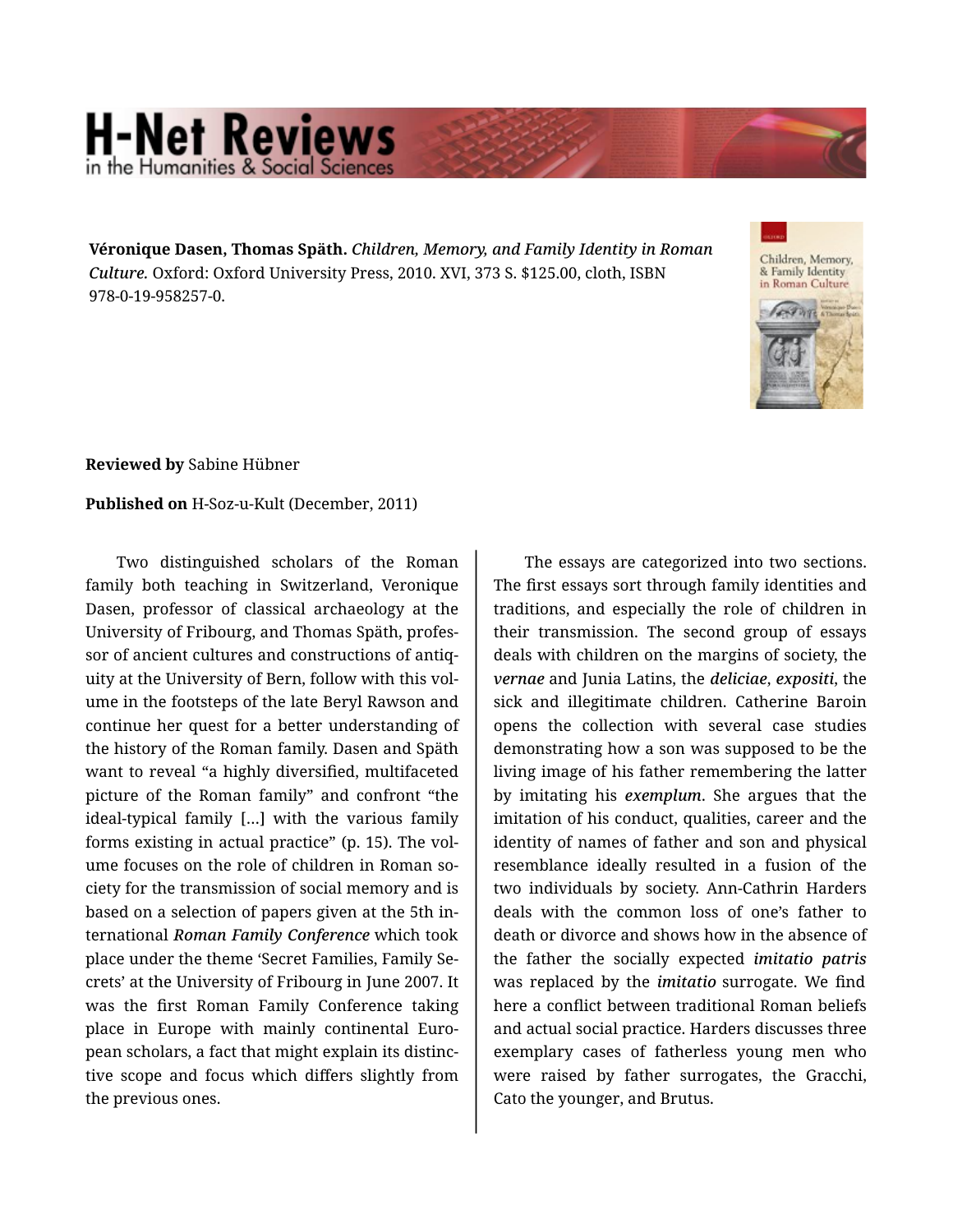**Véronique Dasen, Thomas Späth.** *Children, Memory, and Family Identity in Roman Culture.* Oxford: Oxford University Press, 2010. XVI, 373 S. $125.00, cloth, ISBN 978-0-19-958257-0.

**Reviewed by** Sabine Hübner

**Published on** H-Soz-u-Kult (December, 2011)

Two distinguished scholars of the Roman family both teaching in Switzerland, Veronique Dasen, professor of classical archaeology at the University of Fribourg, and Thomas Späth, professor of ancient cultures and constructions of antiquity at the University of Bern, follow with this volume in the footsteps of the late Beryl Rawson and continue her quest for a better understanding of the history of the Roman family. Dasen and Späth want to reveal "a highly diversified, multifaceted picture of the Roman family" and confront "the ideal-typical family [...] with the various family forms existing in actual practice" (p. 15). The volume focuses on the role of children in Roman society for the transmission of social memory and is based on a selection of papers given at the 5th international *Roman Family Conference* which took place under the theme 'Secret Families, Family Secrets' at the University of Fribourg in June 2007. It was the first Roman Family Conference taking place in Europe with mainly continental European scholars, a fact that might explain its distinctive scope and focus which differs slightly from the previous ones.

The essays are categorized into two sections. The first essays sort through family identities and traditions, and especially the role of children in their transmission. The second group of essays deals with children on the margins of society, the ***vernae*** and Junia Latins, the ***deliciae***, ***expositi***, the sick and illegitimate children. Catherine Baroin opens the collection with several case studies demonstrating how a son was supposed to be the living image of his father remembering the latter by imitating his ***exemplum***. She argues that the imitation of his conduct, qualities, career and the identity of names of father and son and physical resemblance ideally resulted in a fusion of the two individuals by society. Ann-Cathrin Harders deals with the common loss of one's father to death or divorce and shows how in the absence of the father the socially expected ***imitatio patris*** was replaced by the ***imitatio*** surrogate. We find here a conflict between traditional Roman beliefs and actual social practice. Harders discusses three exemplary cases of fatherless young men who were raised by father surrogates, the Gracchi, Cato the younger, and Brutus.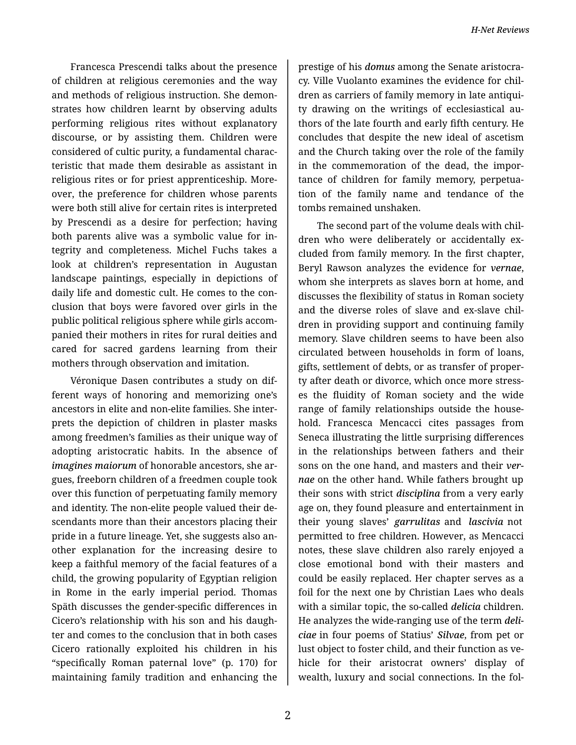Francesca Prescendi talks about the presence of children at religious ceremonies and the way and methods of religious instruction. She demonstrates how children learnt by observing adults performing religious rites without explanatory discourse, or by assisting them. Children were considered of cultic purity, a fundamental characteristic that made them desirable as assistant in religious rites or for priest apprenticeship. Moreover, the preference for children whose parents were both still alive for certain rites is interpreted by Prescendi as a desire for perfection; having both parents alive was a symbolic value for integrity and completeness. Michel Fuchs takes a look at children's representation in Augustan landscape paintings, especially in depictions of daily life and domestic cult. He comes to the conclusion that boys were favored over girls in the public political religious sphere while girls accompanied their mothers in rites for rural deities and cared for sacred gardens learning from their mothers through observation and imitation.

Véronique Dasen contributes a study on different ways of honoring and memorizing one's ancestors in elite and non-elite families. She interprets the depiction of children in plaster masks among freedmen's families as their unique way of adopting aristocratic habits. In the absence of ***imagines maiorum*** of honorable ancestors, she argues, freeborn children of a freedmen couple took over this function of perpetuating family memory and identity. The non-elite people valued their descendants more than their ancestors placing their pride in a future lineage. Yet, she suggests also another explanation for the increasing desire to keep a faithful memory of the facial features of a child, the growing popularity of Egyptian religion in Rome in the early imperial period. Thomas Späth discusses the gender-specific differences in Cicero's relationship with his son and his daughter and comes to the conclusion that in both cases Cicero rationally exploited his children in his "specifically Roman paternal love" (p. 170) for maintaining family tradition and enhancing the prestige of his ***domus*** among the Senate aristocracy. Ville Vuolanto examines the evidence for children as carriers of family memory in late antiquity drawing on the writings of ecclesiastical authors of the late fourth and early fifth century. He concludes that despite the new ideal of ascetism and the Church taking over the role of the family in the commemoration of the dead, the importance of children for family memory, perpetuation of the family name and tendance of the tombs remained unshaken.

The second part of the volume deals with children who were deliberately or accidentally excluded from family memory. In the first chapter, Beryl Rawson analyzes the evidence for ***vernae***, whom she interprets as slaves born at home, and discusses the flexibility of status in Roman society and the diverse roles of slave and ex-slave children in providing support and continuing family memory. Slave children seems to have been also circulated between households in form of loans, gifts, settlement of debts, or as transfer of property after death or divorce, which once more stresses the fluidity of Roman society and the wide range of family relationships outside the household. Francesca Mencacci cites passages from Seneca illustrating the little surprising differences in the relationships between fathers and their sons on the one hand, and masters and their ***vernae*** on the other hand. While fathers brought up their sons with strict ***disciplina*** from a very early age on, they found pleasure and entertainment in their young slaves' ***garrulitas*** and ***lascivia*** not permitted to free children. However, as Mencacci notes, these slave children also rarely enjoyed a close emotional bond with their masters and could be easily replaced. Her chapter serves as a foil for the next one by Christian Laes who deals with a similar topic, the so-called ***delicia*** children. He analyzes the wide-ranging use of the term ***deliciae*** in four poems of Statius' ***Silvae***, from pet or lust object to foster child, and their function as vehicle for their aristocrat owners' display of wealth, luxury and social connections. In the fol-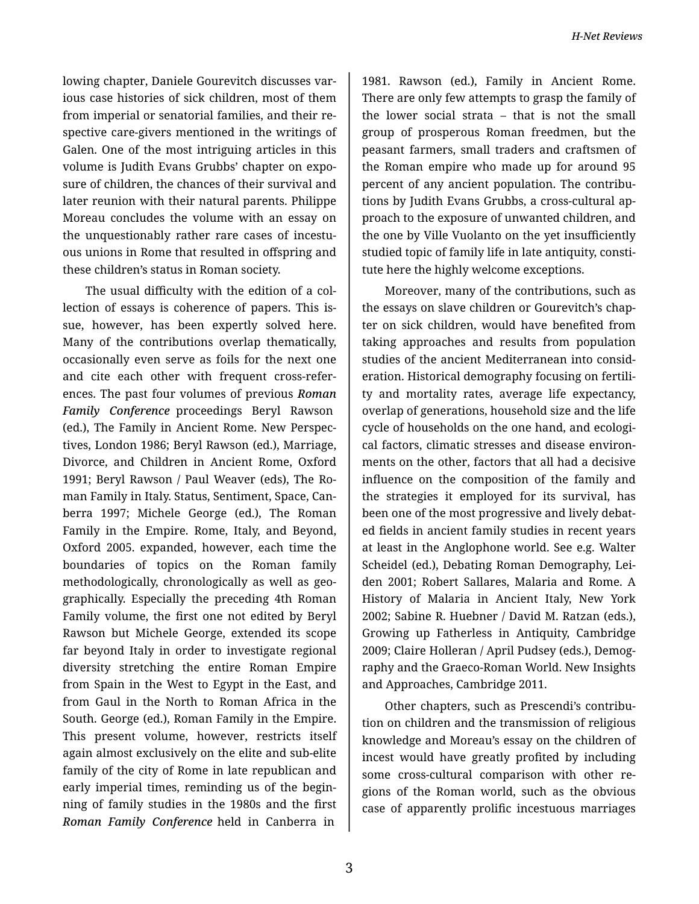lowing chapter, Daniele Gourevitch discusses various case histories of sick children, most of them from imperial or senatorial families, and their respective care-givers mentioned in the writings of Galen. One of the most intriguing articles in this volume is Judith Evans Grubbs' chapter on exposure of children, the chances of their survival and later reunion with their natural parents. Philippe Moreau concludes the volume with an essay on the unquestionably rather rare cases of incestuous unions in Rome that resulted in offspring and these children's status in Roman society.

The usual difficulty with the edition of a collection of essays is coherence of papers. This issue, however, has been expertly solved here. Many of the contributions overlap thematically, occasionally even serve as foils for the next one and cite each other with frequent cross-references. The past four volumes of previous ***Roman Family Conference*** proceedings Beryl Rawson (ed.), The Family in Ancient Rome. New Perspectives, London 1986; Beryl Rawson (ed.), Marriage, Divorce, and Children in Ancient Rome, Oxford 1991; Beryl Rawson / Paul Weaver (eds), The Roman Family in Italy. Status, Sentiment, Space, Canberra 1997; Michele George (ed.), The Roman Family in the Empire. Rome, Italy, and Beyond, Oxford 2005. expanded, however, each time the boundaries of topics on the Roman family methodologically, chronologically as well as geographically. Especially the preceding 4th Roman Family volume, the first one not edited by Beryl Rawson but Michele George, extended its scope far beyond Italy in order to investigate regional diversity stretching the entire Roman Empire from Spain in the West to Egypt in the East, and from Gaul in the North to Roman Africa in the South. George (ed.), Roman Family in the Empire. This present volume, however, restricts itself again almost exclusively on the elite and sub-elite family of the city of Rome in late republican and early imperial times, reminding us of the beginning of family studies in the 1980s and the first ***Roman Family Conference*** held in Canberra in 1981. Rawson (ed.), Family in Ancient Rome. There are only few attempts to grasp the family of the lower social strata – that is not the small group of prosperous Roman freedmen, but the peasant farmers, small traders and craftsmen of the Roman empire who made up for around 95 percent of any ancient population. The contributions by Judith Evans Grubbs, a cross-cultural approach to the exposure of unwanted children, and the one by Ville Vuolanto on the yet insufficiently studied topic of family life in late antiquity, constitute here the highly welcome exceptions.

Moreover, many of the contributions, such as the essays on slave children or Gourevitch's chapter on sick children, would have benefited from taking approaches and results from population studies of the ancient Mediterranean into consideration. Historical demography focusing on fertility and mortality rates, average life expectancy, overlap of generations, household size and the life cycle of households on the one hand, and ecological factors, climatic stresses and disease environments on the other, factors that all had a decisive influence on the composition of the family and the strategies it employed for its survival, has been one of the most progressive and lively debated fields in ancient family studies in recent years at least in the Anglophone world. See e.g. Walter Scheidel (ed.), Debating Roman Demography, Leiden 2001; Robert Sallares, Malaria and Rome. A History of Malaria in Ancient Italy, New York 2002; Sabine R. Huebner / David M. Ratzan (eds.), Growing up Fatherless in Antiquity, Cambridge 2009; Claire Holleran / April Pudsey (eds.), Demography and the Graeco-Roman World. New Insights and Approaches, Cambridge 2011.

Other chapters, such as Prescendi's contribution on children and the transmission of religious knowledge and Moreau's essay on the children of incest would have greatly profited by including some cross-cultural comparison with other regions of the Roman world, such as the obvious case of apparently prolific incestuous marriages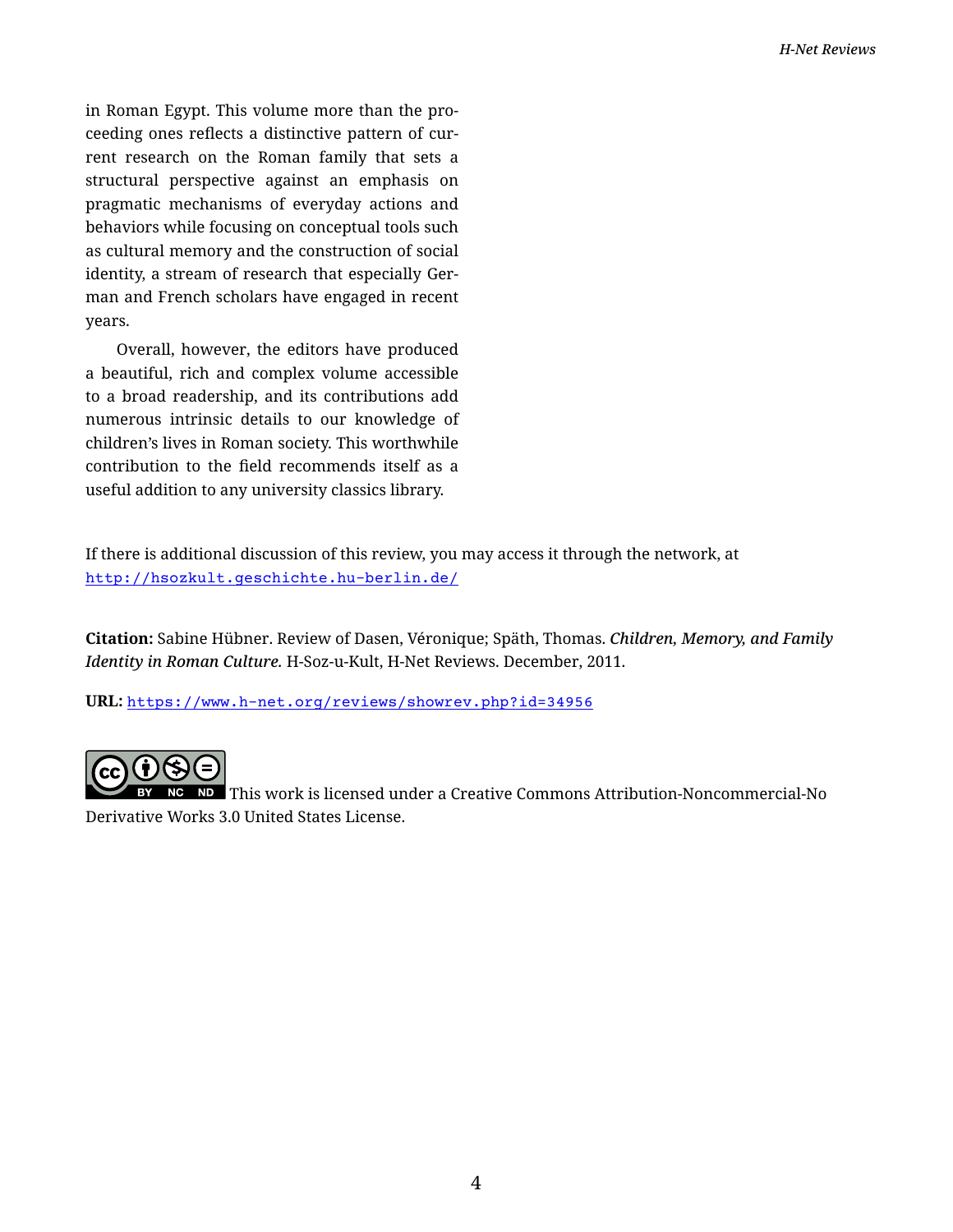in Roman Egypt. This volume more than the proceeding ones reflects a distinctive pattern of current research on the Roman family that sets a structural perspective against an emphasis on pragmatic mechanisms of everyday actions and behaviors while focusing on conceptual tools such as cultural memory and the construction of social identity, a stream of research that especially German and French scholars have engaged in recent years.

Overall, however, the editors have produced a beautiful, rich and complex volume accessible to a broad readership, and its contributions add numerous intrinsic details to our knowledge of children's lives in Roman society. This worthwhile contribution to the field recommends itself as a useful addition to any university classics library.

If there is additional discussion of this review, you may access it through the network, at http://hsozkult.geschichte.hu-berlin.de/

**Citation:** Sabine Hübner. Review of Dasen, Véronique; Späth, Thomas. ***Children, Memory, and Family Identity in Roman Culture.*** H-Soz-u-Kult, H-Net Reviews. December, 2011.

**URL:** https://www.h-net.org/reviews/showrev.php?id=34956

This work is licensed under a Creative Commons Attribution-Noncommercial-No Derivative Works 3.0 United States License.